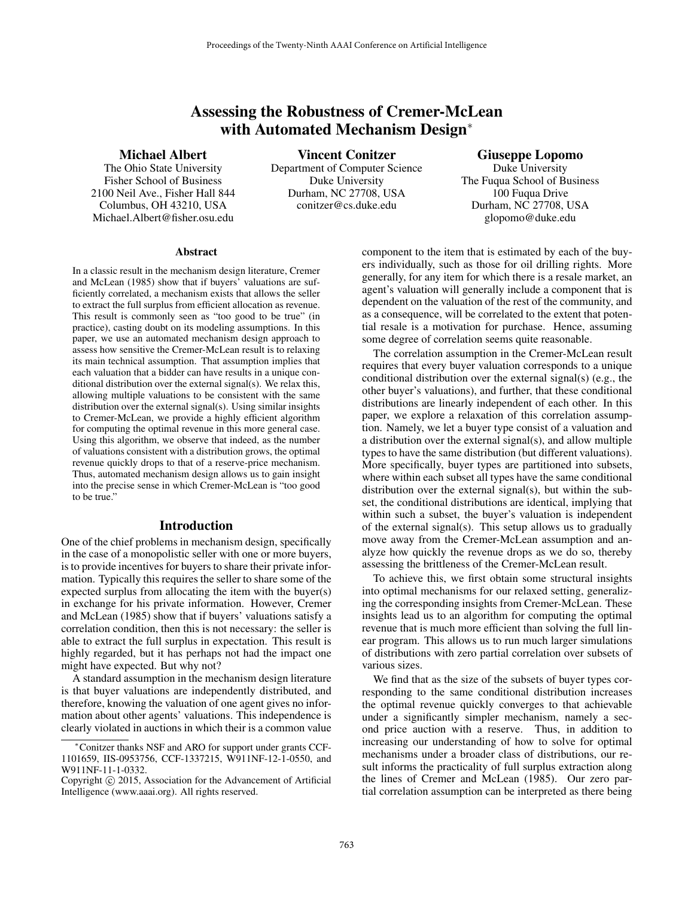# Assessing the Robustness of Cremer-McLean with Automated Mechanism Design*

**Michael Albert**
The Ohio State University
Fisher School of Business
2100 Neil Ave., Fisher Hall 844
Columbus, OH 43210, USA
Michael.Albert@fisher.osu.edu

**Vincent Conitzer**
Department of Computer Science
Duke University
Durham, NC 27708, USA
conitzer@cs.duke.edu

**Giuseppe Lopomo**
Duke University
The Fuqua School of Business
100 Fuqua Drive
Durham, NC 27708, USA
glopomo@duke.edu

## Abstract

In a classic result in the mechanism design literature, Cremer and McLean (1985) show that if buyers' valuations are sufficiently correlated, a mechanism exists that allows the seller to extract the full surplus from efficient allocation as revenue. This result is commonly seen as "too good to be true" (in practice), casting doubt on its modeling assumptions. In this paper, we use an automated mechanism design approach to assess how sensitive the Cremer-McLean result is to relaxing its main technical assumption. That assumption implies that each valuation that a bidder can have results in a unique conditional distribution over the external signal(s). We relax this, allowing multiple valuations to be consistent with the same distribution over the external signal(s). Using similar insights to Cremer-McLean, we provide a highly efficient algorithm for computing the optimal revenue in this more general case. Using this algorithm, we observe that indeed, as the number of valuations consistent with a distribution grows, the optimal revenue quickly drops to that of a reserve-price mechanism. Thus, automated mechanism design allows us to gain insight into the precise sense in which Cremer-McLean is "too good to be true."

## Introduction

One of the chief problems in mechanism design, specifically in the case of a monopolistic seller with one or more buyers, is to provide incentives for buyers to share their private information. Typically this requires the seller to share some of the expected surplus from allocating the item with the buyer(s) in exchange for his private information. However, Cremer and McLean (1985) show that if buyers' valuations satisfy a correlation condition, then this is not necessary: the seller is able to extract the full surplus in expectation. This result is highly regarded, but it has perhaps not had the impact one might have expected. But why not?

A standard assumption in the mechanism design literature is that buyer valuations are independently distributed, and therefore, knowing the valuation of one agent gives no information about other agents' valuations. This independence is clearly violated in auctions in which their is a common value component to the item that is estimated by each of the buyers individually, such as those for oil drilling rights. More generally, for any item for which there is a resale market, an agent's valuation will generally include a component that is dependent on the valuation of the rest of the community, and as a consequence, will be correlated to the extent that potential resale is a motivation for purchase. Hence, assuming some degree of correlation seems quite reasonable.

The correlation assumption in the Cremer-McLean result requires that every buyer valuation corresponds to a unique conditional distribution over the external signal(s) (e.g., the other buyer's valuations), and further, that these conditional distributions are linearly independent of each other. In this paper, we explore a relaxation of this correlation assumption. Namely, we let a buyer type consist of a valuation and a distribution over the external signal(s), and allow multiple types to have the same distribution (but different valuations). More specifically, buyer types are partitioned into subsets, where within each subset all types have the same conditional distribution over the external signal(s), but within the subset, the conditional distributions are identical, implying that within such a subset, the buyer's valuation is independent of the external signal(s). This setup allows us to gradually move away from the Cremer-McLean assumption and analyze how quickly the revenue drops as we do so, thereby assessing the brittleness of the Cremer-McLean result.

To achieve this, we first obtain some structural insights into optimal mechanisms for our relaxed setting, generalizing the corresponding insights from Cremer-McLean. These insights lead us to an algorithm for computing the optimal revenue that is much more efficient than solving the full linear program. This allows us to run much larger simulations of distributions with zero partial correlation over subsets of various sizes.

We find that as the size of the subsets of buyer types corresponding to the same conditional distribution increases the optimal revenue quickly converges to that achievable under a significantly simpler mechanism, namely a second price auction with a reserve. Thus, in addition to increasing our understanding of how to solve for optimal mechanisms under a broader class of distributions, our result informs the practicality of full surplus extraction along the lines of Cremer and McLean (1985). Our zero partial correlation assumption can be interpreted as there being

*Conitzer thanks NSF and ARO for support under grants CCF-1101659, IIS-0953756, CCF-1337215, W911NF-12-1-0550, and W911NF-11-1-0332.

Copyright © 2015, Association for the Advancement of Artificial Intelligence (www.aaai.org). All rights reserved.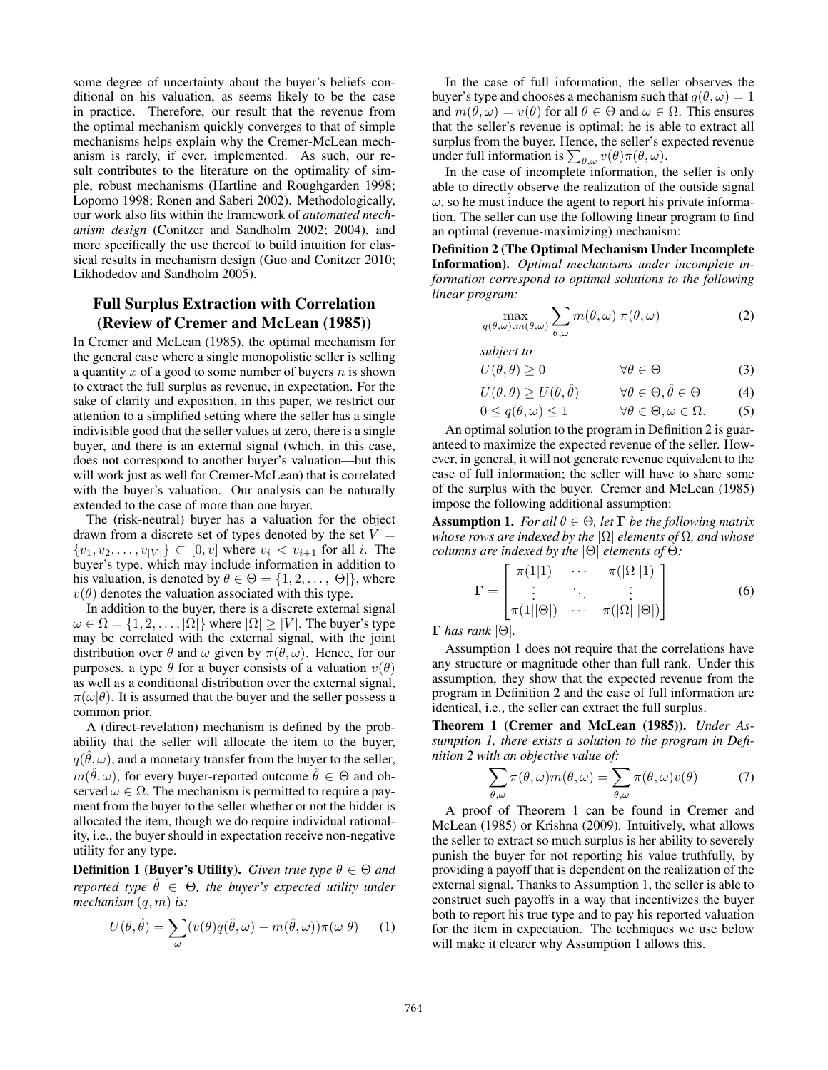some degree of uncertainty about the buyer's beliefs conditional on his valuation, as seems likely to be the case in practice. Therefore, our result that the revenue from the optimal mechanism quickly converges to that of simple mechanisms helps explain why the Cremer-McLean mechanism is rarely, if ever, implemented. As such, our result contributes to the literature on the optimality of simple, robust mechanisms (Hartline and Roughgarden 1998; Lopomo 1998; Ronen and Saberi 2002). Methodologically, our work also fits within the framework of *automated mechanism design* (Conitzer and Sandholm 2002; 2004), and more specifically the use thereof to build intuition for classical results in mechanism design (Guo and Conitzer 2010; Likhodedov and Sandholm 2005).

## Full Surplus Extraction with Correlation (Review of Cremer and McLean (1985))

In Cremer and McLean (1985), the optimal mechanism for the general case where a single monopolistic seller is selling a quantity $x$ of a good to some number of buyers $n$ is shown to extract the full surplus as revenue, in expectation. For the sake of clarity and exposition, in this paper, we restrict our attention to a simplified setting where the seller has a single indivisible good that the seller values at zero, there is a single buyer, and there is an external signal (which, in this case, does not correspond to another buyer's valuation—but this will work just as well for Cremer-McLean) that is correlated with the buyer's valuation. Our analysis can be naturally extended to the case of more than one buyer.

The (risk-neutral) buyer has a valuation for the object drawn from a discrete set of types denoted by the set $V = \{v_1, v_2, \ldots, v_{|V|}\} \subset [0, \overline{v}]$ where $v_i < v_{i+1}$ for all $i$. The buyer's type, which may include information in addition to his valuation, is denoted by $\theta \in \Theta = \{1, 2, \ldots, |\Theta|\}$, where $v(\theta)$ denotes the valuation associated with this type.

In addition to the buyer, there is a discrete external signal $\omega \in \Omega = \{1, 2, \ldots, |\Omega|\}$ where $|\Omega| \geq |V|$. The buyer's type may be correlated with the external signal, with the joint distribution over $\theta$ and $\omega$ given by $\pi(\theta, \omega)$. Hence, for our purposes, a type $\theta$ for a buyer consists of a valuation $v(\theta)$ as well as a conditional distribution over the external signal, $\pi(\omega|\theta)$. It is assumed that the buyer and the seller possess a common prior.

A (direct-revelation) mechanism is defined by the probability that the seller will allocate the item to the buyer, $q(\hat{\theta}, \omega)$, and a monetary transfer from the buyer to the seller, $m(\hat{\theta}, \omega)$, for every buyer-reported outcome $\hat{\theta} \in \Theta$ and observed $\omega \in \Omega$. The mechanism is permitted to require a payment from the buyer to the seller whether or not the bidder is allocated the item, though we do require individual rationality, i.e., the buyer should in expectation receive non-negative utility for any type.

**Definition 1 (Buyer's Utility).** *Given true type $\theta \in \Theta$ and reported type $\hat{\theta} \in \Theta$, the buyer's expected utility under mechanism $(q, m)$ is:*

$$U(\theta, \hat{\theta}) = \sum_{\omega} (v(\theta) q(\hat{\theta}, \omega) - m(\hat{\theta}, \omega)) \pi(\omega|\theta) \tag{1}$$

In the case of full information, the seller observes the buyer's type and chooses a mechanism such that $q(\theta, \omega) = 1$ and $m(\theta, \omega) = v(\theta)$ for all $\theta \in \Theta$ and $\omega \in \Omega$. This ensures that the seller's revenue is optimal; he is able to extract all surplus from the buyer. Hence, the seller's expected revenue under full information is $\sum_{\theta,\omega} v(\theta)\pi(\theta, \omega)$.

In the case of incomplete information, the seller is only able to directly observe the realization of the outside signal $\omega$, so he must induce the agent to report his private information. The seller can use the following linear program to find an optimal (revenue-maximizing) mechanism:

**Definition 2 (The Optimal Mechanism Under Incomplete Information).** *Optimal mechanisms under incomplete information correspond to optimal solutions to the following linear program:*

$$\max_{q(\theta,\omega), m(\theta,\omega)} \sum_{\theta,\omega} m(\theta, \omega)\, \pi(\theta, \omega) \tag{2}$$

*subject to*

$$U(\theta, \theta) \geq 0 \qquad \forall \theta \in \Theta \tag{3}$$

$$U(\theta, \theta) \geq U(\theta, \hat{\theta}) \qquad \forall \theta \in \Theta, \hat{\theta} \in \Theta \tag{4}$$

$$0 \leq q(\theta, \omega) \leq 1 \qquad \forall \theta \in \Theta, \omega \in \Omega. \tag{5}$$

An optimal solution to the program in Definition 2 is guaranteed to maximize the expected revenue of the seller. However, in general, it will not generate revenue equivalent to the case of full information; the seller will have to share some of the surplus with the buyer. Cremer and McLean (1985) impose the following additional assumption:

**Assumption 1.** *For all $\theta \in \Theta$, let $\mathbf{\Gamma}$ be the following matrix whose rows are indexed by the $|\Omega|$ elements of $\Omega$, and whose columns are indexed by the $|\Theta|$ elements of $\Theta$:*

$$\mathbf{\Gamma} = \begin{bmatrix} \pi(1|1) & \cdots & \pi(|\Omega||1) \\ \vdots & \ddots & \vdots \\ \pi(1||\Theta|) & \cdots & \pi(|\Omega|||\Theta|) \end{bmatrix} \tag{6}$$

*$\mathbf{\Gamma}$ has rank $|\Theta|$.*

Assumption 1 does not require that the correlations have any structure or magnitude other than full rank. Under this assumption, they show that the expected revenue from the program in Definition 2 and the case of full information are identical, i.e., the seller can extract the full surplus.

**Theorem 1 (Cremer and McLean (1985)).** *Under Assumption 1, there exists a solution to the program in Definition 2 with an objective value of:*

$$\sum_{\theta,\omega} \pi(\theta, \omega) m(\theta, \omega) = \sum_{\theta,\omega} \pi(\theta, \omega) v(\theta) \tag{7}$$

A proof of Theorem 1 can be found in Cremer and McLean (1985) or Krishna (2009). Intuitively, what allows the seller to extract so much surplus is her ability to severely punish the buyer for not reporting his value truthfully, by providing a payoff that is dependent on the realization of the external signal. Thanks to Assumption 1, the seller is able to construct such payoffs in a way that incentivizes the buyer both to report his true type and to pay his reported valuation for the item in expectation. The techniques we use below will make it clearer why Assumption 1 allows this.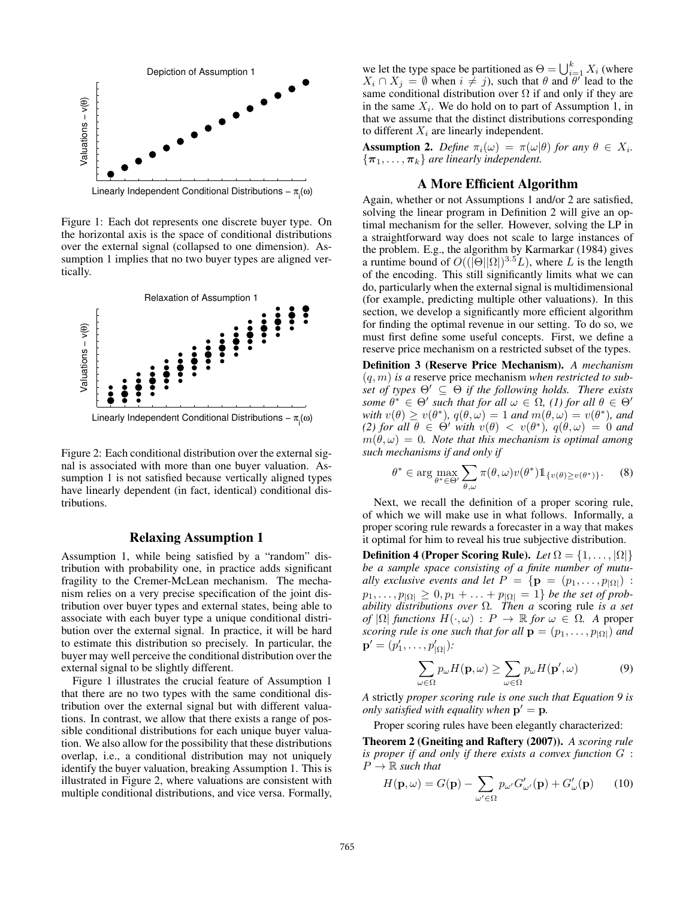Figure 1: Each dot represents one discrete buyer type. On the horizontal axis is the space of conditional distributions over the external signal (collapsed to one dimension). Assumption 1 implies that no two buyer types are aligned vertically.

Figure 2: Each conditional distribution over the external signal is associated with more than one buyer valuation. Assumption 1 is not satisfied because vertically aligned types have linearly dependent (in fact, identical) conditional distributions.

## Relaxing Assumption 1

Assumption 1, while being satisfied by a "random" distribution with probability one, in practice adds significant fragility to the Cremer-McLean mechanism. The mechanism relies on a very precise specification of the joint distribution over buyer types and external states, being able to associate with each buyer type a unique conditional distribution over the external signal. In practice, it will be hard to estimate this distribution so precisely. In particular, the buyer may well perceive the conditional distribution over the external signal to be slightly different.

Figure 1 illustrates the crucial feature of Assumption 1 that there are no two types with the same conditional distribution over the external signal but with different valuations. In contrast, we allow that there exists a range of possible conditional distributions for each unique buyer valuation. We also allow for the possibility that these distributions overlap, i.e., a conditional distribution may not uniquely identify the buyer valuation, breaking Assumption 1. This is illustrated in Figure 2, where valuations are consistent with multiple conditional distributions, and vice versa. Formally, we let the type space be partitioned as $\Theta = \bigcup_{i=1}^{k} X_i$ (where $X_i \cap X_j = \emptyset$ when $i \neq j$), such that $\theta$ and $\theta'$ lead to the same conditional distribution over $\Omega$ if and only if they are in the same $X_i$. We do hold on to part of Assumption 1, in that we assume that the distinct distributions corresponding to different $X_i$ are linearly independent.

**Assumption 2.** *Define $\pi_i(\omega) = \pi(\omega|\theta)$ for any $\theta \in X_i$. $\{\boldsymbol{\pi}_1, \ldots, \boldsymbol{\pi}_k\}$ are linearly independent.*

## A More Efficient Algorithm

Again, whether or not Assumptions 1 and/or 2 are satisfied, solving the linear program in Definition 2 will give an optimal mechanism for the seller. However, solving the LP in a straightforward way does not scale to large instances of the problem. E.g., the algorithm by Karmarkar (1984) gives a runtime bound of $O((|\Theta||\Omega|)^{3.5}L)$, where $L$ is the length of the encoding. This still significantly limits what we can do, particularly when the external signal is multidimensional (for example, predicting multiple other valuations). In this section, we develop a significantly more efficient algorithm for finding the optimal revenue in our setting. To do so, we must first define some useful concepts. First, we define a reserve price mechanism on a restricted subset of the types.

**Definition 3 (Reserve Price Mechanism).** *A mechanism $(q, m)$ is a* reserve price mechanism *when restricted to subset of types $\Theta' \subseteq \Theta$ if the following holds. There exists some $\theta^* \in \Theta'$ such that for all $\omega \in \Omega$, (1) for all $\theta \in \Theta'$ with $v(\theta) \geq v(\theta^*)$, $q(\theta, \omega) = 1$ and $m(\theta, \omega) = v(\theta^*)$, and (2) for all $\theta \in \Theta'$ with $v(\theta) < v(\theta^*)$, $q(\theta, \omega) = 0$ and $m(\theta, \omega) = 0$. Note that this mechanism is optimal among such mechanisms if and only if*

$$\theta^* \in \arg\max_{\theta^* \in \Theta'} \sum_{\theta, \omega} \pi(\theta, \omega) v(\theta^*) \mathbb{1}_{\{v(\theta) \geq v(\theta^*)\}}. \tag{8}$$

Next, we recall the definition of a proper scoring rule, of which we will make use in what follows. Informally, a proper scoring rule rewards a forecaster in a way that makes it optimal for him to reveal his true subjective distribution.

**Definition 4 (Proper Scoring Rule).** *Let $\Omega = \{1, \ldots, |\Omega|\}$ be a sample space consisting of a finite number of mutually exclusive events and let $P = \{\mathbf{p} = (p_1, \ldots, p_{|\Omega|}) : p_1, \ldots, p_{|\Omega|} \geq 0, p_1 + \ldots + p_{|\Omega|} = 1\}$ be the set of probability distributions over $\Omega$. Then a* scoring rule *is a set of $|\Omega|$ functions $H(\cdot, \omega) : P \to \mathbb{R}$ for $\omega \in \Omega$. A* proper *scoring rule is one such that for all $\mathbf{p} = (p_1, \ldots, p_{|\Omega|})$ and $\mathbf{p}' = (p'_1, \ldots, p'_{|\Omega|})$:*

$$\sum_{\omega \in \Omega} p_\omega H(\mathbf{p}, \omega) \geq \sum_{\omega \in \Omega} p_\omega H(\mathbf{p}', \omega) \tag{9}$$

*A* strictly *proper scoring rule is one such that Equation 9 is only satisfied with equality when $\mathbf{p}' = \mathbf{p}$.*

Proper scoring rules have been elegantly characterized:

**Theorem 2 (Gneiting and Raftery (2007)).** *A scoring rule is proper if and only if there exists a convex function $G : P \to \mathbb{R}$ such that*

$$H(\mathbf{p}, \omega) = G(\mathbf{p}) - \sum_{\omega' \in \Omega} p_{\omega'} G'_{\omega'}(\mathbf{p}) + G'_\omega(\mathbf{p}) \tag{10}$$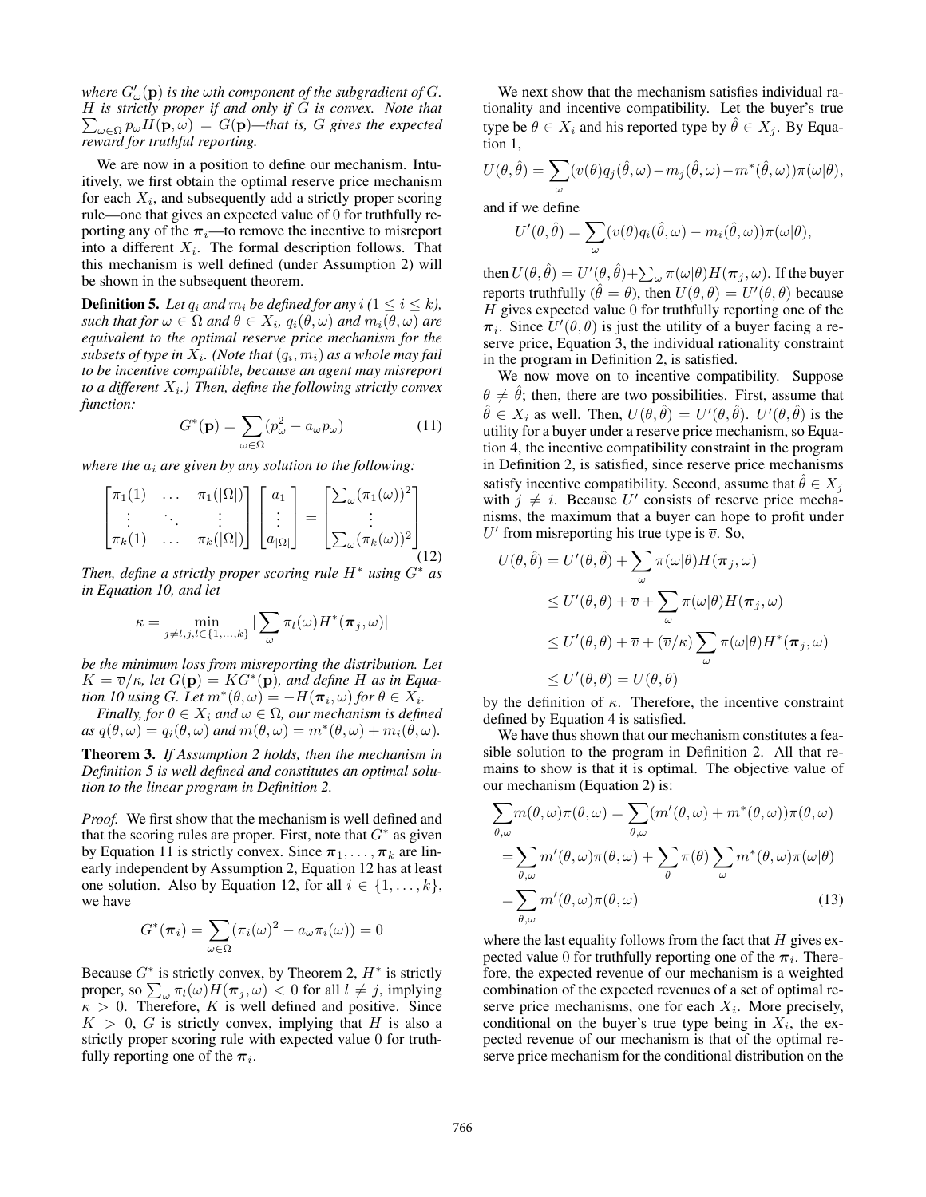*where $G'_\omega(\mathbf{p})$ is the $\omega$th component of the subgradient of $G$. $H$ is strictly proper if and only if $G$ is convex. Note that $\sum_{\omega \in \Omega} p_\omega H(\mathbf{p}, \omega) = G(\mathbf{p})$—that is, $G$ gives the expected reward for truthful reporting.*

We are now in a position to define our mechanism. Intuitively, we first obtain the optimal reserve price mechanism for each $X_i$, and subsequently add a strictly proper scoring rule—one that gives an expected value of 0 for truthfully reporting any of the $\boldsymbol{\pi}_i$—to remove the incentive to misreport into a different $X_i$. The formal description follows. That this mechanism is well defined (under Assumption 2) will be shown in the subsequent theorem.

**Definition 5.** *Let $q_i$ and $m_i$ be defined for any $i$ ($1 \le i \le k$), such that for $\omega \in \Omega$ and $\theta \in X_i$, $q_i(\theta, \omega)$ and $m_i(\theta, \omega)$ are equivalent to the optimal reserve price mechanism for the subsets of type in $X_i$. (Note that $(q_i, m_i)$ as a whole may fail to be incentive compatible, because an agent may misreport to a different $X_i$.) Then, define the following strictly convex function:*

$$G^*(\mathbf{p}) = \sum_{\omega \in \Omega} (p_\omega^2 - a_\omega p_\omega) \tag{11}$$

*where the $a_i$ are given by any solution to the following:*

$$\begin{bmatrix} \pi_1(1) & \dots & \pi_1(|\Omega|) \\ \vdots & \ddots & \vdots \\ \pi_k(1) & \dots & \pi_k(|\Omega|) \end{bmatrix} \begin{bmatrix} a_1 \\ \vdots \\ a_{|\Omega|} \end{bmatrix} = \begin{bmatrix} \sum_\omega (\pi_1(\omega))^2 \\ \vdots \\ \sum_\omega (\pi_k(\omega))^2 \end{bmatrix} \tag{12}$$

*Then, define a strictly proper scoring rule $H^*$ using $G^*$ as in Equation 10, and let*

$$\kappa = \min_{j \ne l, j, l \in \{1, \dots, k\}} \left| \sum_\omega \pi_l(\omega) H^*(\boldsymbol{\pi}_j, \omega) \right|$$

*be the minimum loss from misreporting the distribution. Let $K = \overline{v}/\kappa$, let $G(\mathbf{p}) = KG^*(\mathbf{p})$, and define $H$ as in Equation 10 using $G$. Let $m^*(\theta, \omega) = -H(\boldsymbol{\pi}_i, \omega)$ for $\theta \in X_i$.*

*Finally, for $\theta \in X_i$ and $\omega \in \Omega$, our mechanism is defined as $q(\theta, \omega) = q_i(\theta, \omega)$ and $m(\theta, \omega) = m^*(\theta, \omega) + m_i(\theta, \omega)$.*

**Theorem 3.** *If Assumption 2 holds, then the mechanism in Definition 5 is well defined and constitutes an optimal solution to the linear program in Definition 2.*

*Proof.* We first show that the mechanism is well defined and that the scoring rules are proper. First, note that $G^*$ as given by Equation 11 is strictly convex. Since $\boldsymbol{\pi}_1, \dots, \boldsymbol{\pi}_k$ are linearly independent by Assumption 2, Equation 12 has at least one solution. Also by Equation 12, for all $i \in \{1, \dots, k\}$, we have

$$G^*(\boldsymbol{\pi}_i) = \sum_{\omega \in \Omega} ((\pi_i(\omega))^2 - a_\omega \pi_i(\omega)) = 0$$

Because $G^*$ is strictly convex, by Theorem 2, $H^*$ is strictly proper, so $\sum_\omega \pi_l(\omega) H(\boldsymbol{\pi}_j, \omega) < 0$ for all $l \ne j$, implying $\kappa > 0$. Therefore, $K$ is well defined and positive. Since $K > 0$, $G$ is strictly convex, implying that $H$ is also a strictly proper scoring rule with expected value 0 for truthfully reporting one of the $\boldsymbol{\pi}_i$.

We next show that the mechanism satisfies individual rationality and incentive compatibility. Let the buyer's true type be $\theta \in X_i$ and his reported type by $\hat{\theta} \in X_j$. By Equation 1,

$$U(\theta, \hat{\theta}) = \sum_\omega (v(\theta) q_j(\hat{\theta}, \omega) - m_j(\hat{\theta}, \omega) - m^*(\hat{\theta}, \omega)) \pi(\omega|\theta),$$

and if we define

$$U'(\theta, \hat{\theta}) = \sum_\omega (v(\theta) q_i(\hat{\theta}, \omega) - m_i(\hat{\theta}, \omega)) \pi(\omega|\theta),$$

then $U(\theta, \hat{\theta}) = U'(\theta, \hat{\theta}) + \sum_\omega \pi(\omega|\theta) H(\boldsymbol{\pi}_j, \omega)$. If the buyer reports truthfully ($\hat{\theta} = \theta$), then $U(\theta, \theta) = U'(\theta, \theta)$ because $H$ gives expected value 0 for truthfully reporting one of the $\boldsymbol{\pi}_i$. Since $U'(\theta, \theta)$ is just the utility of a buyer facing a reserve price, Equation 3, the individual rationality constraint in the program in Definition 2, is satisfied.

We now move on to incentive compatibility. Suppose $\theta \ne \hat{\theta}$; then, there are two possibilities. First, assume that $\hat{\theta} \in X_i$ as well. Then, $U(\theta, \hat{\theta}) = U'(\theta, \hat{\theta})$. $U'(\theta, \hat{\theta})$ is the utility for a buyer under a reserve price mechanism, so Equation 4, the incentive compatibility constraint in the program in Definition 2, is satisfied, since reserve price mechanisms satisfy incentive compatibility. Second, assume that $\hat{\theta} \in X_j$ with $j \ne i$. Because $U'$ consists of reserve price mechanisms, the maximum that a buyer can hope to profit under $U'$ from misreporting his true type is $\overline{v}$. So,

$$\begin{aligned} U(\theta, \hat{\theta}) &= U'(\theta, \hat{\theta}) + \sum_\omega \pi(\omega|\theta) H(\boldsymbol{\pi}_j, \omega) \\ &\le U'(\theta, \theta) + \overline{v} + \sum_\omega \pi(\omega|\theta) H(\boldsymbol{\pi}_j, \omega) \\ &\le U'(\theta, \theta) + \overline{v} + (\overline{v}/\kappa) \sum_\omega \pi(\omega|\theta) H^*(\boldsymbol{\pi}_j, \omega) \\ &\le U'(\theta, \theta) = U(\theta, \theta) \end{aligned}$$

by the definition of $\kappa$. Therefore, the incentive constraint defined by Equation 4 is satisfied.

We have thus shown that our mechanism constitutes a feasible solution to the program in Definition 2. All that remains to show is that it is optimal. The objective value of our mechanism (Equation 2) is:

$$\begin{aligned} \sum_{\theta, \omega} m(\theta, \omega) \pi(\theta, \omega) &= \sum_{\theta, \omega} (m'(\theta, \omega) + m^*(\theta, \omega)) \pi(\theta, \omega) \\ &= \sum_{\theta, \omega} m'(\theta, \omega) \pi(\theta, \omega) + \sum_\theta \pi(\theta) \sum_\omega m^*(\theta, \omega) \pi(\omega|\theta) \\ &= \sum_{\theta, \omega} m'(\theta, \omega) \pi(\theta, \omega) \end{aligned} \tag{13}$$

where the last equality follows from the fact that $H$ gives expected value 0 for truthfully reporting one of the $\boldsymbol{\pi}_i$. Therefore, the expected revenue of our mechanism is a weighted combination of the expected revenues of a set of optimal reserve price mechanisms, one for each $X_i$. More precisely, conditional on the buyer's true type being in $X_i$, the expected revenue of our mechanism is that of the optimal reserve price mechanism for the conditional distribution on the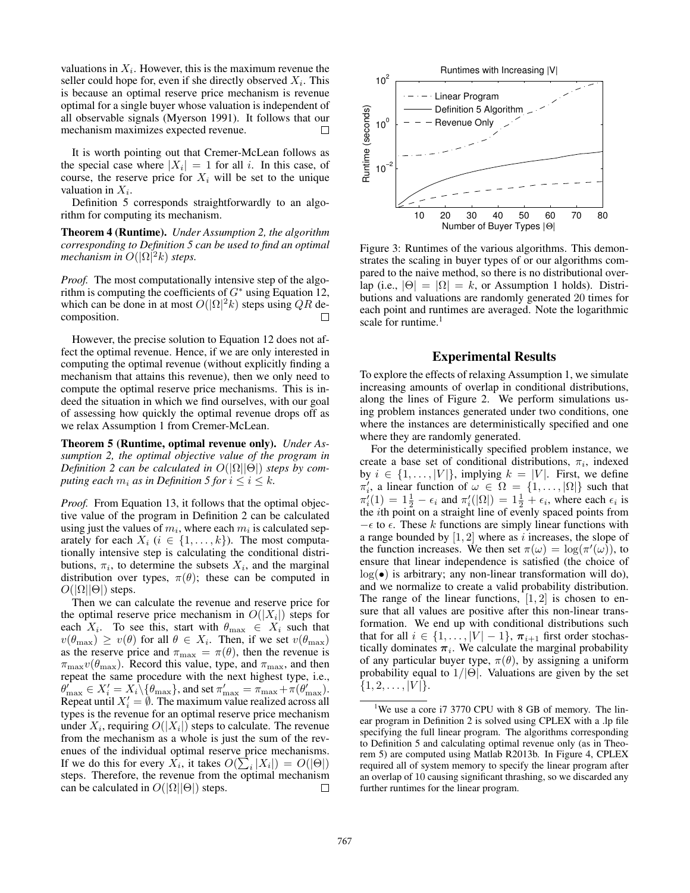valuations in $X_i$. However, this is the maximum revenue the seller could hope for, even if she directly observed $X_i$. This is because an optimal reserve price mechanism is revenue optimal for a single buyer whose valuation is independent of all observable signals (Myerson 1991). It follows that our mechanism maximizes expected revenue. □

It is worth pointing out that Cremer-McLean follows as the special case where $|X_i| = 1$ for all $i$. In this case, of course, the reserve price for $X_i$ will be set to the unique valuation in $X_i$.

Definition 5 corresponds straightforwardly to an algorithm for computing its mechanism.

**Theorem 4 (Runtime).** *Under Assumption 2, the algorithm corresponding to Definition 5 can be used to find an optimal mechanism in $O(|\Omega|^2 k)$ steps.*

*Proof.* The most computationally intensive step of the algorithm is computing the coefficients of $G^*$ using Equation 12, which can be done in at most $O(|\Omega|^2 k)$ steps using $QR$ decomposition. □

However, the precise solution to Equation 12 does not affect the optimal revenue. Hence, if we are only interested in computing the optimal revenue (without explicitly finding a mechanism that attains this revenue), then we only need to compute the optimal reserve price mechanisms. This is indeed the situation in which we find ourselves, with our goal of assessing how quickly the optimal revenue drops off as we relax Assumption 1 from Cremer-McLean.

**Theorem 5 (Runtime, optimal revenue only).** *Under Assumption 2, the optimal objective value of the program in Definition 2 can be calculated in $O(|\Omega||\Theta|)$ steps by computing each $m_i$ as in Definition 5 for $i \le i \le k$.*

*Proof.* From Equation 13, it follows that the optimal objective value of the program in Definition 2 can be calculated using just the values of $m_i$, where each $m_i$ is calculated separately for each $X_i$ ($i \in \{1, \ldots, k\}$). The most computationally intensive step is calculating the conditional distributions, $\pi_i$, to determine the subsets $X_i$, and the marginal distribution over types, $\pi(\theta)$; these can be computed in $O(|\Omega||\Theta|)$ steps.

Then we can calculate the revenue and reserve price for the optimal reserve price mechanism in $O(|X_i|)$ steps for each $X_i$. To see this, start with $\theta_{\max} \in X_i$ such that $v(\theta_{\max}) \ge v(\theta)$ for all $\theta \in X_i$. Then, if we set $v(\theta_{\max})$ as the reserve price and $\pi_{\max} = \pi(\theta)$, then the revenue is $\pi_{\max} v(\theta_{\max})$. Record this value, type, and $\pi_{\max}$, and then repeat the same procedure with the next highest type, i.e., $\theta'_{\max} \in X'_i = X_i \backslash \{\theta_{\max}\}$, and set $\pi'_{\max} = \pi_{\max} + \pi(\theta'_{\max})$. Repeat until $X'_i = \emptyset$. The maximum value realized across all types is the revenue for an optimal reserve price mechanism under $X_i$, requiring $O(|X_i|)$ steps to calculate. The revenue from the mechanism as a whole is just the sum of the revenues of the individual optimal reserve price mechanisms. If we do this for every $X_i$, it takes $O(\sum_i |X_i|) = O(|\Theta|)$ steps. Therefore, the revenue from the optimal mechanism can be calculated in $O(|\Omega||\Theta|)$ steps. □

Figure 3: Runtimes of the various algorithms. This demonstrates the scaling in buyer types of or our algorithms compared to the naive method, so there is no distributional overlap (i.e., $|\Theta| = |\Omega| = k$, or Assumption 1 holds). Distributions and valuations are randomly generated 20 times for each point and runtimes are averaged. Note the logarithmic scale for runtime.[1]

## Experimental Results

To explore the effects of relaxing Assumption 1, we simulate increasing amounts of overlap in conditional distributions, along the lines of Figure 2. We perform simulations using problem instances generated under two conditions, one where the instances are deterministically specified and one where they are randomly generated.

For the deterministically specified problem instance, we create a base set of conditional distributions, $\pi_i$, indexed by $i \in \{1, \ldots, |V|\}$, implying $k = |V|$. First, we define $\pi'_i$, a linear function of $\omega \in \Omega = \{1, \ldots, |\Omega|\}$ such that $\pi'_i(1) = 1\frac{1}{2} - \epsilon_i$ and $\pi'_i(|\Omega|) = 1\frac{1}{2} + \epsilon_i$, where each $\epsilon_i$ is the $i$th point on a straight line of evenly spaced points from $-\epsilon$ to $\epsilon$. These $k$ functions are simply linear functions with a range bounded by $[1, 2]$ where as $i$ increases, the slope of the function increases. We then set $\pi(\omega) = \log(\pi'(\omega))$, to ensure that linear independence is satisfied (the choice of $\log(\bullet)$ is arbitrary; any non-linear transformation will do), and we normalize to create a valid probability distribution. The range of the linear functions, $[1, 2]$ is chosen to ensure that all values are positive after this non-linear transformation. We end up with conditional distributions such that for all $i \in \{1, \ldots, |V| - 1\}$, $\boldsymbol{\pi}_{i+1}$ first order stochastically dominates $\boldsymbol{\pi}_i$. We calculate the marginal probability of any particular buyer type, $\pi(\theta)$, by assigning a uniform probability equal to $1/|\Theta|$. Valuations are given by the set $\{1, 2, \ldots, |V|\}$.

[1] We use a core i7 3770 CPU with 8 GB of memory. The linear program in Definition 2 is solved using CPLEX with a .lp file specifying the full linear program. The algorithms corresponding to Definition 5 and calculating optimal revenue only (as in Theorem 5) are computed using Matlab R2013b. In Figure 4, CPLEX required all of system memory to specify the linear program after an overlap of 10 causing significant thrashing, so we discarded any further runtimes for the linear program.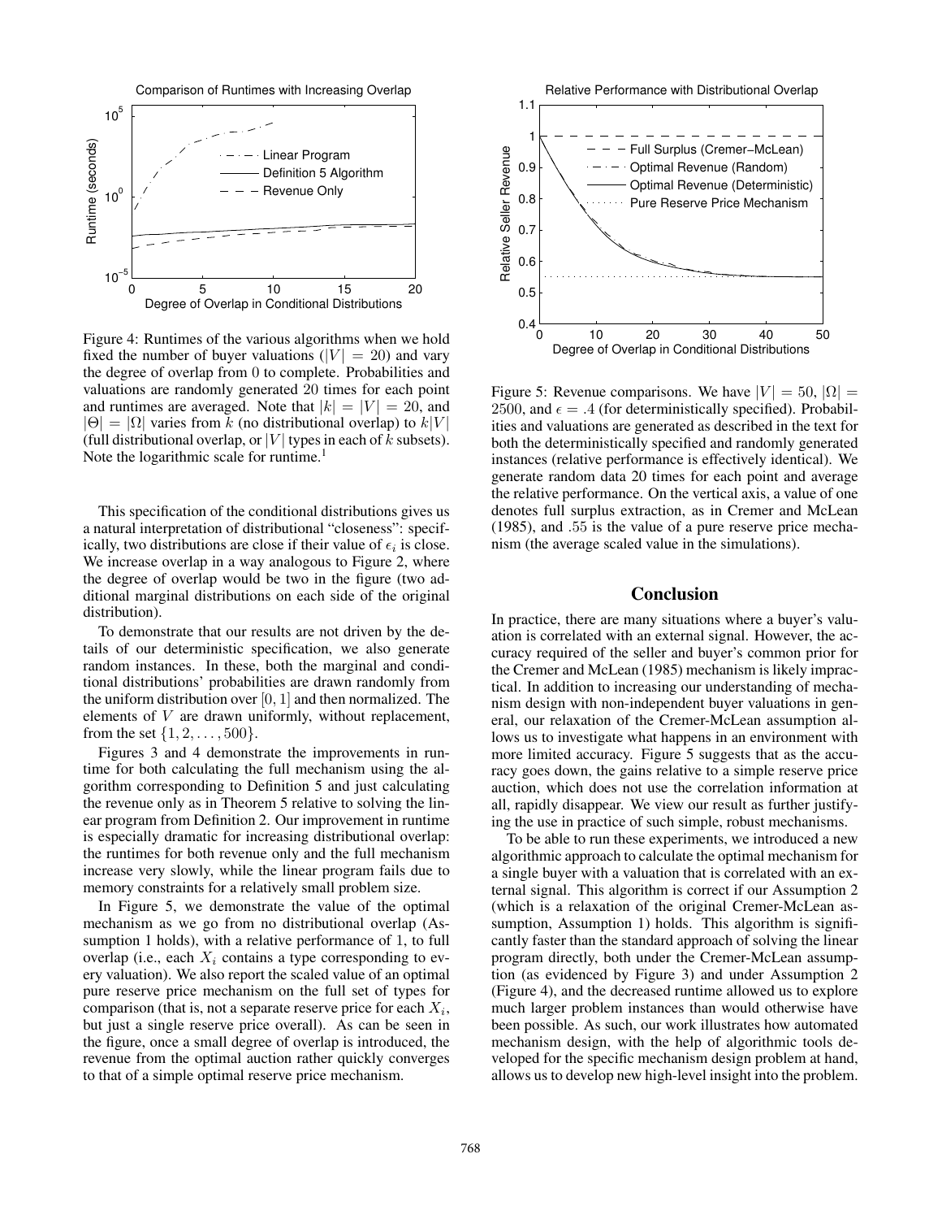Figure 4: Runtimes of the various algorithms when we hold fixed the number of buyer valuations ($|V| = 20$) and vary the degree of overlap from 0 to complete. Probabilities and valuations are randomly generated 20 times for each point and runtimes are averaged. Note that $|k| = |V| = 20$, and $|\Theta| = |\Omega|$ varies from $k$ (no distributional overlap) to $k|V|$ (full distributional overlap, or $|V|$ types in each of $k$ subsets). Note the logarithmic scale for runtime.[1]

This specification of the conditional distributions gives us a natural interpretation of distributional "closeness": specifically, two distributions are close if their value of $\epsilon_i$ is close. We increase overlap in a way analogous to Figure 2, where the degree of overlap would be two in the figure (two additional marginal distributions on each side of the original distribution).

To demonstrate that our results are not driven by the details of our deterministic specification, we also generate random instances. In these, both the marginal and conditional distributions' probabilities are drawn randomly from the uniform distribution over $[0, 1]$ and then normalized. The elements of $V$ are drawn uniformly, without replacement, from the set $\{1, 2, \ldots, 500\}$.

Figures 3 and 4 demonstrate the improvements in runtime for both calculating the full mechanism using the algorithm corresponding to Definition 5 and just calculating the revenue only as in Theorem 5 relative to solving the linear program from Definition 2. Our improvement in runtime is especially dramatic for increasing distributional overlap: the runtimes for both revenue only and the full mechanism increase very slowly, while the linear program fails due to memory constraints for a relatively small problem size.

In Figure 5, we demonstrate the value of the optimal mechanism as we go from no distributional overlap (Assumption 1 holds), with a relative performance of 1, to full overlap (i.e., each $X_i$ contains a type corresponding to every valuation). We also report the scaled value of an optimal pure reserve price mechanism on the full set of types for comparison (that is, not a separate reserve price for each $X_i$, but just a single reserve price overall). As can be seen in the figure, once a small degree of overlap is introduced, the revenue from the optimal auction rather quickly converges to that of a simple optimal reserve price mechanism.

Figure 5: Revenue comparisons. We have $|V| = 50$, $|\Omega| = 2500$, and $\epsilon = .4$ (for deterministically specified). Probabilities and valuations are generated as described in the text for both the deterministically specified and randomly generated instances (relative performance is effectively identical). We generate random data 20 times for each point and average the relative performance. On the vertical axis, a value of one denotes full surplus extraction, as in Cremer and McLean (1985), and .55 is the value of a pure reserve price mechanism (the average scaled value in the simulations).

## Conclusion

In practice, there are many situations where a buyer's valuation is correlated with an external signal. However, the accuracy required of the seller and buyer's common prior for the Cremer and McLean (1985) mechanism is likely impractical. In addition to increasing our understanding of mechanism design with non-independent buyer valuations in general, our relaxation of the Cremer-McLean assumption allows us to investigate what happens in an environment with more limited accuracy. Figure 5 suggests that as the accuracy goes down, the gains relative to a simple reserve price auction, which does not use the correlation information at all, rapidly disappear. We view our result as further justifying the use in practice of such simple, robust mechanisms.

To be able to run these experiments, we introduced a new algorithmic approach to calculate the optimal mechanism for a single buyer with a valuation that is correlated with an external signal. This algorithm is correct if our Assumption 2 (which is a relaxation of the original Cremer-McLean assumption, Assumption 1) holds. This algorithm is significantly faster than the standard approach of solving the linear program directly, both under the Cremer-McLean assumption (as evidenced by Figure 3) and under Assumption 2 (Figure 4), and the decreased runtime allowed us to explore much larger problem instances than would otherwise have been possible. As such, our work illustrates how automated mechanism design, with the help of algorithmic tools developed for the specific mechanism design problem at hand, allows us to develop new high-level insight into the problem.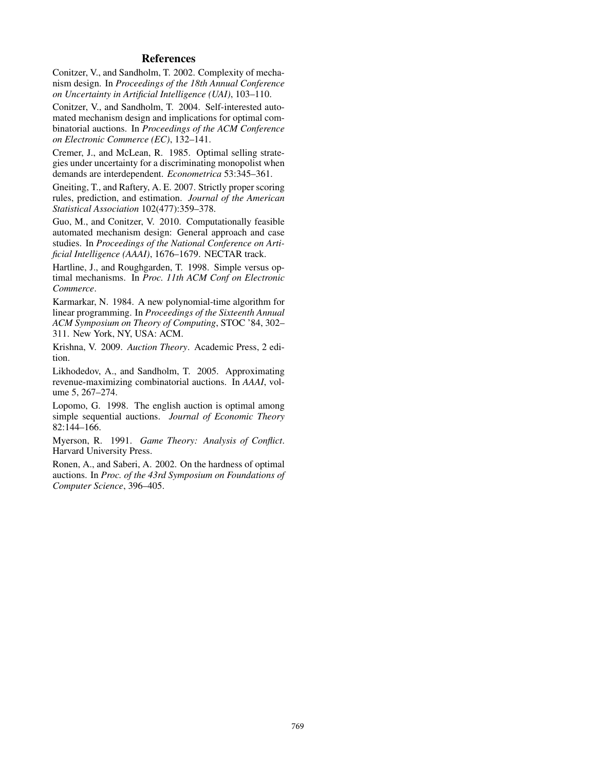## References

Conitzer, V., and Sandholm, T. 2002. Complexity of mechanism design. In *Proceedings of the 18th Annual Conference on Uncertainty in Artificial Intelligence (UAI)*, 103–110.

Conitzer, V., and Sandholm, T. 2004. Self-interested automated mechanism design and implications for optimal combinatorial auctions. In *Proceedings of the ACM Conference on Electronic Commerce (EC)*, 132–141.

Cremer, J., and McLean, R. 1985. Optimal selling strategies under uncertainty for a discriminating monopolist when demands are interdependent. *Econometrica* 53:345–361.

Gneiting, T., and Raftery, A. E. 2007. Strictly proper scoring rules, prediction, and estimation. *Journal of the American Statistical Association* 102(477):359–378.

Guo, M., and Conitzer, V. 2010. Computationally feasible automated mechanism design: General approach and case studies. In *Proceedings of the National Conference on Artificial Intelligence (AAAI)*, 1676–1679. NECTAR track.

Hartline, J., and Roughgarden, T. 1998. Simple versus optimal mechanisms. In *Proc. 11th ACM Conf on Electronic Commerce*.

Karmarkar, N. 1984. A new polynomial-time algorithm for linear programming. In *Proceedings of the Sixteenth Annual ACM Symposium on Theory of Computing*, STOC '84, 302–311. New York, NY, USA: ACM.

Krishna, V. 2009. *Auction Theory*. Academic Press, 2 edition.

Likhodedov, A., and Sandholm, T. 2005. Approximating revenue-maximizing combinatorial auctions. In *AAAI*, volume 5, 267–274.

Lopomo, G. 1998. The english auction is optimal among simple sequential auctions. *Journal of Economic Theory* 82:144–166.

Myerson, R. 1991. *Game Theory: Analysis of Conflict*. Harvard University Press.

Ronen, A., and Saberi, A. 2002. On the hardness of optimal auctions. In *Proc. of the 43rd Symposium on Foundations of Computer Science*, 396–405.